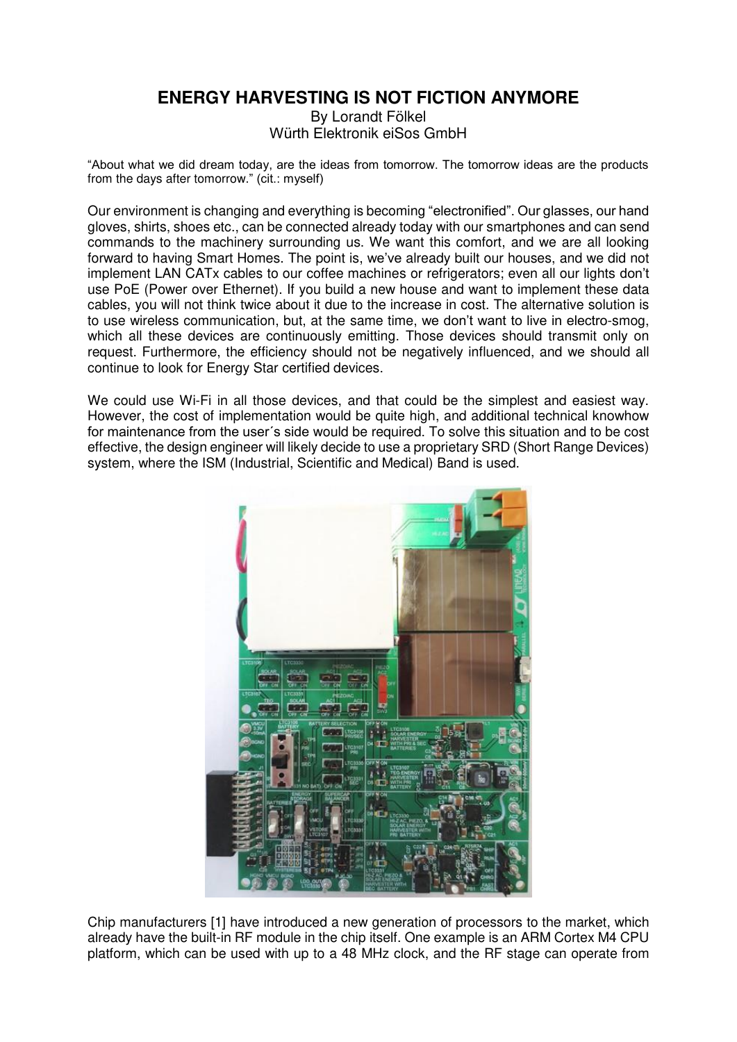# ENERGY HARVESTING IS NOT FICTION ANYMORE

By Lorandt Fölkel
Würth Elektronik eiSos GmbH

"About what we did dream today, are the ideas from tomorrow. The tomorrow ideas are the products from the days after tomorrow." (cit.: myself)

Our environment is changing and everything is becoming "electronified". Our glasses, our hand gloves, shirts, shoes etc., can be connected already today with our smartphones and can send commands to the machinery surrounding us. We want this comfort, and we are all looking forward to having Smart Homes. The point is, we've already built our houses, and we did not implement LAN CATx cables to our coffee machines or refrigerators; even all our lights don't use PoE (Power over Ethernet). If you build a new house and want to implement these data cables, you will not think twice about it due to the increase in cost. The alternative solution is to use wireless communication, but, at the same time, we don't want to live in electro-smog, which all these devices are continuously emitting. Those devices should transmit only on request. Furthermore, the efficiency should not be negatively influenced, and we should all continue to look for Energy Star certified devices.

We could use Wi-Fi in all those devices, and that could be the simplest and easiest way. However, the cost of implementation would be quite high, and additional technical knowhow for maintenance from the user´s side would be required. To solve this situation and to be cost effective, the design engineer will likely decide to use a proprietary SRD (Short Range Devices) system, where the ISM (Industrial, Scientific and Medical) Band is used.

Chip manufacturers [1] have introduced a new generation of processors to the market, which already have the built-in RF module in the chip itself. One example is an ARM Cortex M4 CPU platform, which can be used with up to a 48 MHz clock, and the RF stage can operate from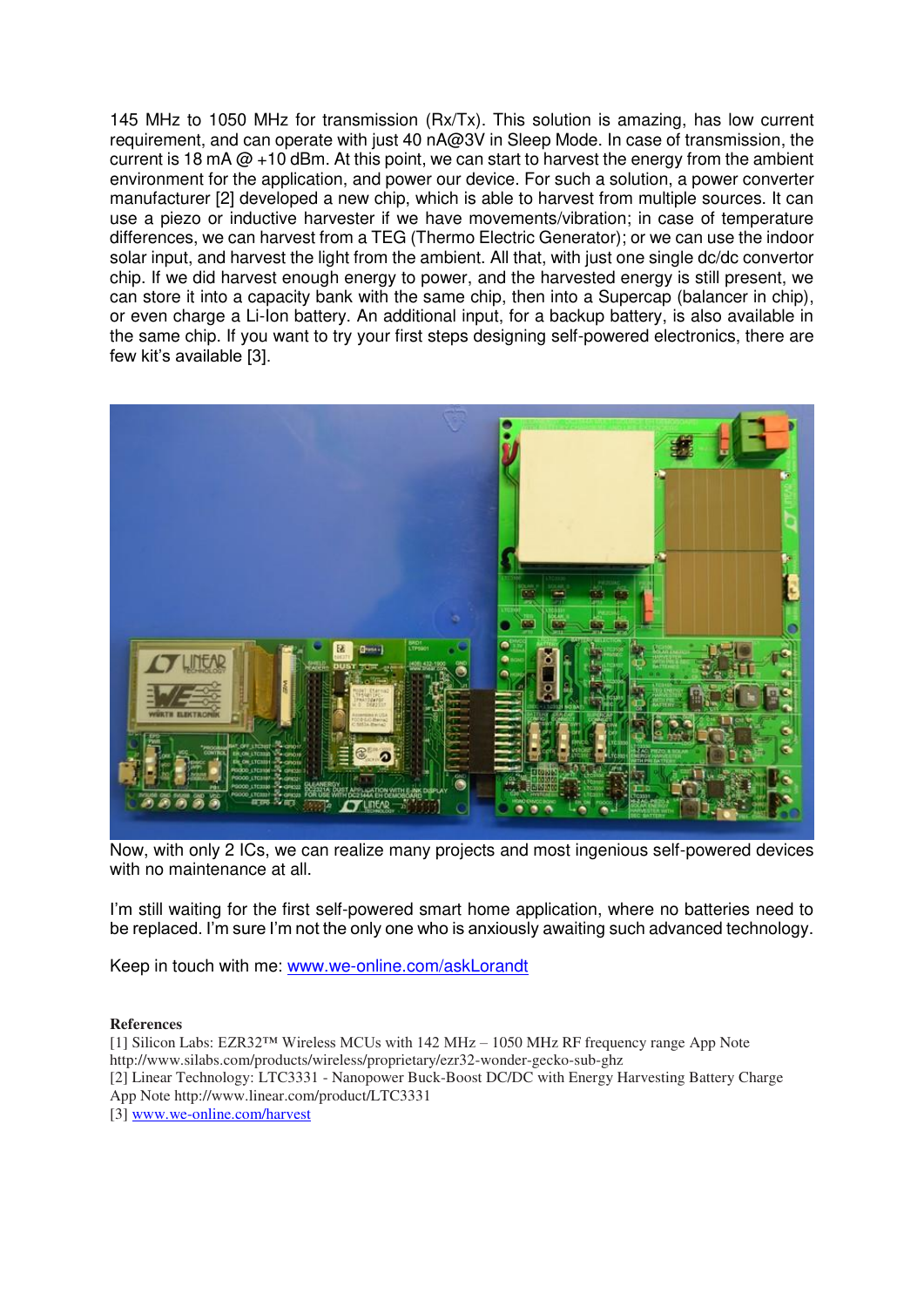145 MHz to 1050 MHz for transmission (Rx/Tx). This solution is amazing, has low current requirement, and can operate with just 40 nA@3V in Sleep Mode. In case of transmission, the current is 18 mA @ +10 dBm. At this point, we can start to harvest the energy from the ambient environment for the application, and power our device. For such a solution, a power converter manufacturer [2] developed a new chip, which is able to harvest from multiple sources. It can use a piezo or inductive harvester if we have movements/vibration; in case of temperature differences, we can harvest from a TEG (Thermo Electric Generator); or we can use the indoor solar input, and harvest the light from the ambient. All that, with just one single dc/dc convertor chip. If we did harvest enough energy to power, and the harvested energy is still present, we can store it into a capacity bank with the same chip, then into a Supercap (balancer in chip), or even charge a Li-Ion battery. An additional input, for a backup battery, is also available in the same chip. If you want to try your first steps designing self-powered electronics, there are few kit's available [3].

Now, with only 2 ICs, we can realize many projects and most ingenious self-powered devices with no maintenance at all.

I'm still waiting for the first self-powered smart home application, where no batteries need to be replaced. I'm sure I'm not the only one who is anxiously awaiting such advanced technology.

Keep in touch with me: [www.we-online.com/askLorandt](www.we-online.com/askLorandt)

**References**

[1] Silicon Labs: EZR32™ Wireless MCUs with 142 MHz – 1050 MHz RF frequency range App Note http://www.silabs.com/products/wireless/proprietary/ezr32-wonder-gecko-sub-ghz

[2] Linear Technology: LTC3331 - Nanopower Buck-Boost DC/DC with Energy Harvesting Battery Charge App Note http://www.linear.com/product/LTC3331

[3] [www.we-online.com/harvest](www.we-online.com/harvest)